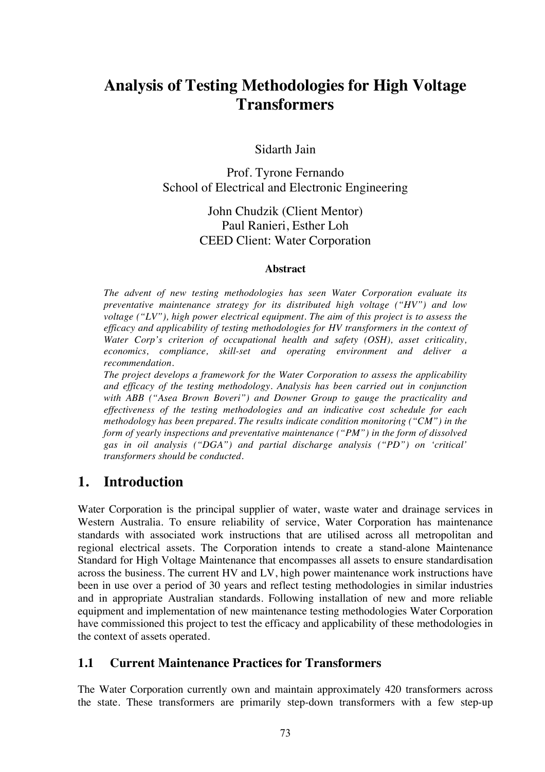# Analysis of Testing Methodologies for High Voltage Transformers

Sidarth Jain

Prof. Tyrone Fernando
School of Electrical and Electronic Engineering

John Chudzik (Client Mentor)
Paul Ranieri, Esther Loh
CEED Client: Water Corporation

**Abstract**

*The advent of new testing methodologies has seen Water Corporation evaluate its preventative maintenance strategy for its distributed high voltage ("HV") and low voltage ("LV"), high power electrical equipment. The aim of this project is to assess the efficacy and applicability of testing methodologies for HV transformers in the context of Water Corp's criterion of occupational health and safety (OSH), asset criticality, economics, compliance, skill-set and operating environment and deliver a recommendation.*

*The project develops a framework for the Water Corporation to assess the applicability and efficacy of the testing methodology. Analysis has been carried out in conjunction with ABB ("Asea Brown Boveri") and Downer Group to gauge the practicality and effectiveness of the testing methodologies and an indicative cost schedule for each methodology has been prepared. The results indicate condition monitoring ("CM") in the form of yearly inspections and preventative maintenance ("PM") in the form of dissolved gas in oil analysis ("DGA") and partial discharge analysis ("PD") on 'critical' transformers should be conducted.*

## 1. Introduction

Water Corporation is the principal supplier of water, waste water and drainage services in Western Australia. To ensure reliability of service, Water Corporation has maintenance standards with associated work instructions that are utilised across all metropolitan and regional electrical assets. The Corporation intends to create a stand-alone Maintenance Standard for High Voltage Maintenance that encompasses all assets to ensure standardisation across the business. The current HV and LV, high power maintenance work instructions have been in use over a period of 30 years and reflect testing methodologies in similar industries and in appropriate Australian standards. Following installation of new and more reliable equipment and implementation of new maintenance testing methodologies Water Corporation have commissioned this project to test the efficacy and applicability of these methodologies in the context of assets operated.

### 1.1 Current Maintenance Practices for Transformers

The Water Corporation currently own and maintain approximately 420 transformers across the state. These transformers are primarily step-down transformers with a few step-up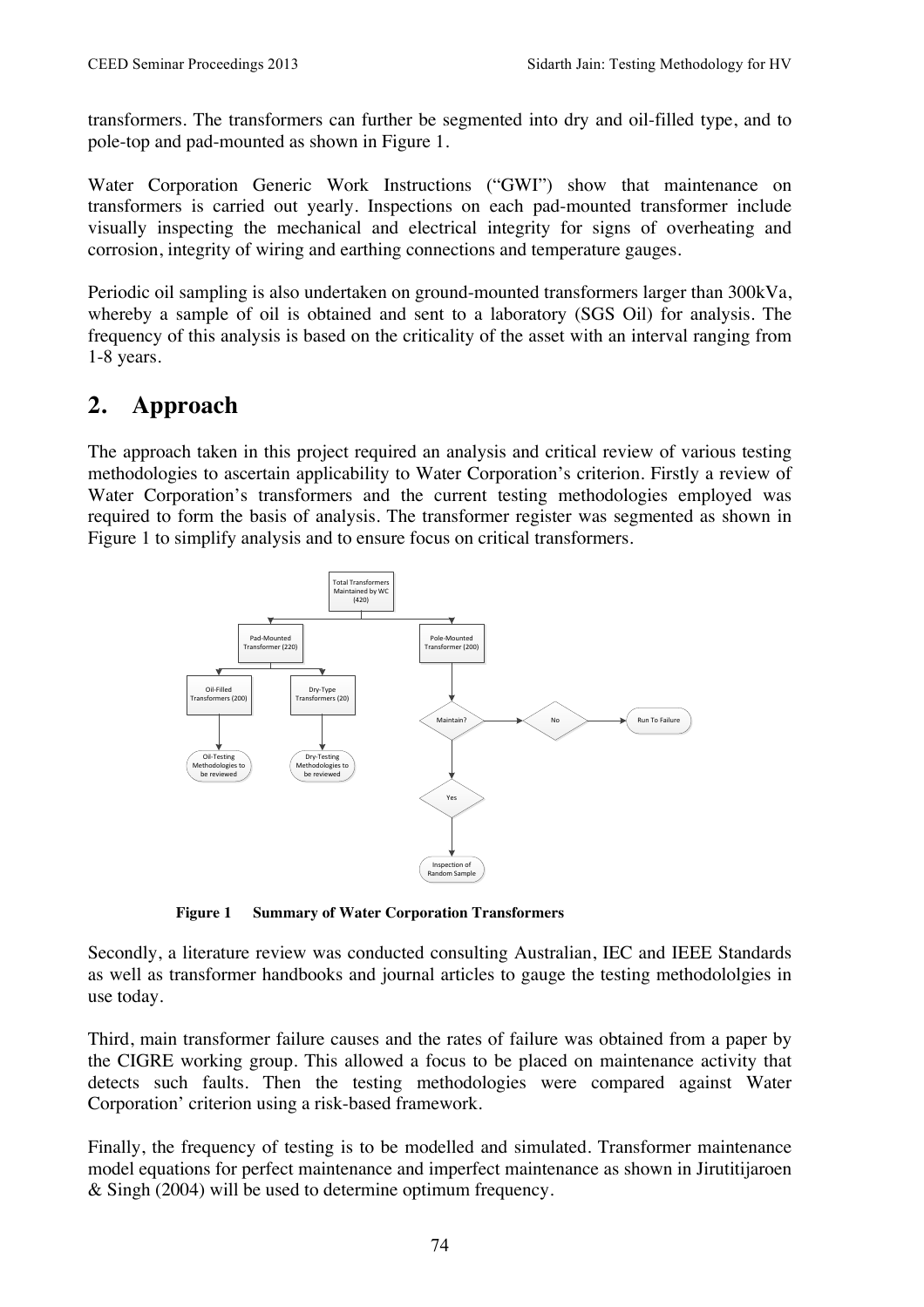transformers. The transformers can further be segmented into dry and oil-filled type, and to pole-top and pad-mounted as shown in Figure 1.

Water Corporation Generic Work Instructions ("GWI") show that maintenance on transformers is carried out yearly. Inspections on each pad-mounted transformer include visually inspecting the mechanical and electrical integrity for signs of overheating and corrosion, integrity of wiring and earthing connections and temperature gauges.

Periodic oil sampling is also undertaken on ground-mounted transformers larger than 300kVa, whereby a sample of oil is obtained and sent to a laboratory (SGS Oil) for analysis. The frequency of this analysis is based on the criticality of the asset with an interval ranging from 1-8 years.

## 2. Approach

The approach taken in this project required an analysis and critical review of various testing methodologies to ascertain applicability to Water Corporation's criterion. Firstly a review of Water Corporation's transformers and the current testing methodologies employed was required to form the basis of analysis. The transformer register was segmented as shown in Figure 1 to simplify analysis and to ensure focus on critical transformers.

Total Transformers Maintained by WC (420)

Pad-Mounted Transformer (220)

Pole-Mounted Transformer (200)

Oil-Filled Transformers (200)

Dry-Type Transformers (20)

Oil-Testing Methodologies to be reviewed

Dry-Testing Methodologies to be reviewed

Maintain?

No

Run To Failure

Yes

Inspection of Random Sample

**Figure 1 Summary of Water Corporation Transformers**

Secondly, a literature review was conducted consulting Australian, IEC and IEEE Standards as well as transformer handbooks and journal articles to gauge the testing methodololgies in use today.

Third, main transformer failure causes and the rates of failure was obtained from a paper by the CIGRE working group. This allowed a focus to be placed on maintenance activity that detects such faults. Then the testing methodologies were compared against Water Corporation' criterion using a risk-based framework.

Finally, the frequency of testing is to be modelled and simulated. Transformer maintenance model equations for perfect maintenance and imperfect maintenance as shown in Jirutitijaroen & Singh (2004) will be used to determine optimum frequency.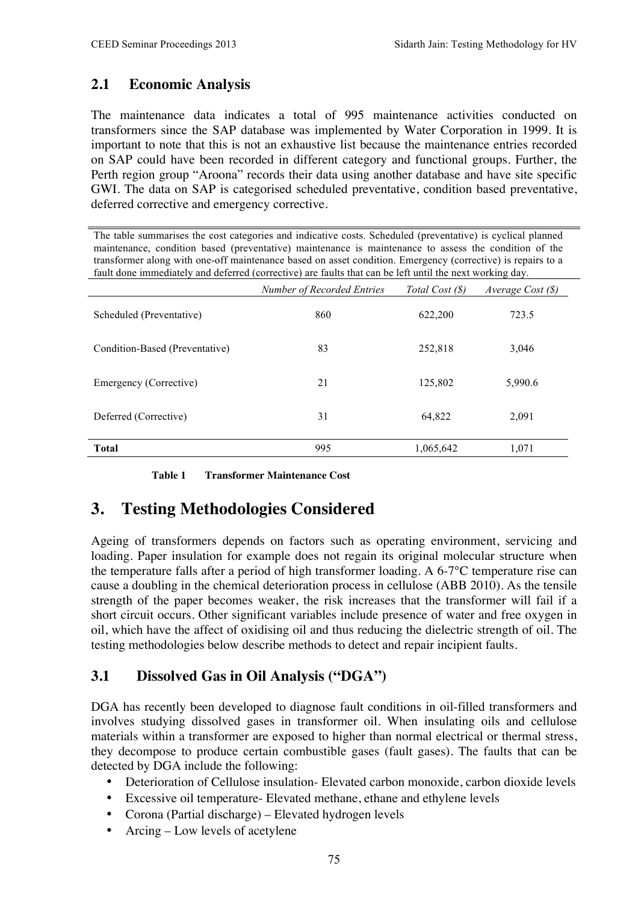## 2.1 Economic Analysis

The maintenance data indicates a total of 995 maintenance activities conducted on transformers since the SAP database was implemented by Water Corporation in 1999. It is important to note that this is not an exhaustive list because the maintenance entries recorded on SAP could have been recorded in different category and functional groups. Further, the Perth region group "Aroona" records their data using another database and have site specific GWI. The data on SAP is categorised scheduled preventative, condition based preventative, deferred corrective and emergency corrective.

The table summarises the cost categories and indicative costs. Scheduled (preventative) is cyclical planned maintenance, condition based (preventative) maintenance is maintenance to assess the condition of the transformer along with one-off maintenance based on asset condition. Emergency (corrective) is repairs to a fault done immediately and deferred (corrective) are faults that can be left until the next working day.

| | *Number of Recorded Entries* | *Total Cost ($)* | *Average Cost ($)* |
|---|---|---|---|
| Scheduled (Preventative) | 860 | 622,200 | 723.5 |
| Condition-Based (Preventative) | 83 | 252,818 | 3,046 |
| Emergency (Corrective) | 21 | 125,802 | 5,990.6 |
| Deferred (Corrective) | 31 | 64,822 | 2,091 |
| **Total** | 995 | 1,065,642 | 1,071 |

**Table 1 Transformer Maintenance Cost**

# 3. Testing Methodologies Considered

Ageing of transformers depends on factors such as operating environment, servicing and loading. Paper insulation for example does not regain its original molecular structure when the temperature falls after a period of high transformer loading. A 6-7°C temperature rise can cause a doubling in the chemical deterioration process in cellulose (ABB 2010). As the tensile strength of the paper becomes weaker, the risk increases that the transformer will fail if a short circuit occurs. Other significant variables include presence of water and free oxygen in oil, which have the affect of oxidising oil and thus reducing the dielectric strength of oil. The testing methodologies below describe methods to detect and repair incipient faults.

## 3.1 Dissolved Gas in Oil Analysis ("DGA")

DGA has recently been developed to diagnose fault conditions in oil-filled transformers and involves studying dissolved gases in transformer oil. When insulating oils and cellulose materials within a transformer are exposed to higher than normal electrical or thermal stress, they decompose to produce certain combustible gases (fault gases). The faults that can be detected by DGA include the following:

- Deterioration of Cellulose insulation- Elevated carbon monoxide, carbon dioxide levels
- Excessive oil temperature- Elevated methane, ethane and ethylene levels
- Corona (Partial discharge) – Elevated hydrogen levels
- Arcing – Low levels of acetylene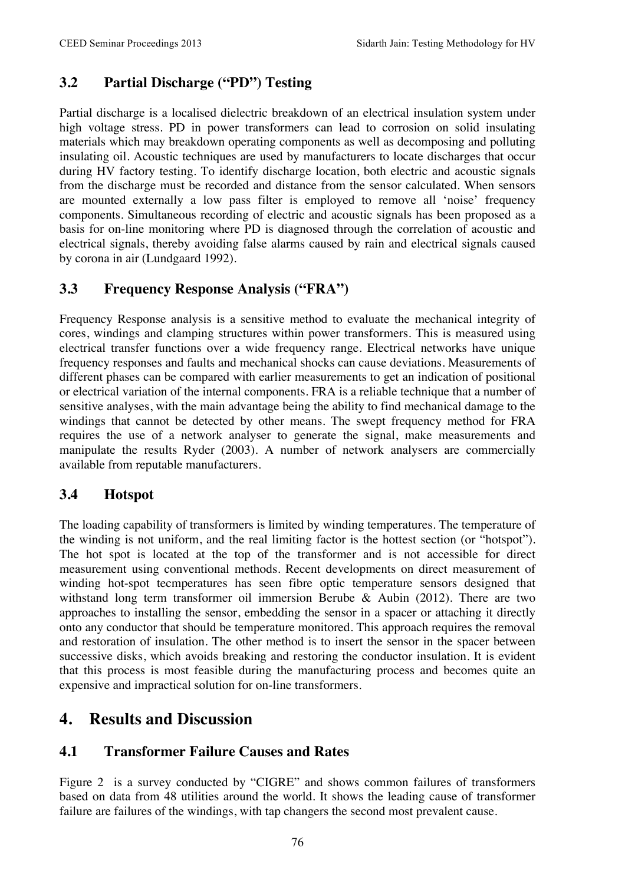## 3.2 Partial Discharge ("PD") Testing

Partial discharge is a localised dielectric breakdown of an electrical insulation system under high voltage stress. PD in power transformers can lead to corrosion on solid insulating materials which may breakdown operating components as well as decomposing and polluting insulating oil. Acoustic techniques are used by manufacturers to locate discharges that occur during HV factory testing. To identify discharge location, both electric and acoustic signals from the discharge must be recorded and distance from the sensor calculated. When sensors are mounted externally a low pass filter is employed to remove all 'noise' frequency components. Simultaneous recording of electric and acoustic signals has been proposed as a basis for on-line monitoring where PD is diagnosed through the correlation of acoustic and electrical signals, thereby avoiding false alarms caused by rain and electrical signals caused by corona in air (Lundgaard 1992).

## 3.3 Frequency Response Analysis ("FRA")

Frequency Response analysis is a sensitive method to evaluate the mechanical integrity of cores, windings and clamping structures within power transformers. This is measured using electrical transfer functions over a wide frequency range. Electrical networks have unique frequency responses and faults and mechanical shocks can cause deviations. Measurements of different phases can be compared with earlier measurements to get an indication of positional or electrical variation of the internal components. FRA is a reliable technique that a number of sensitive analyses, with the main advantage being the ability to find mechanical damage to the windings that cannot be detected by other means. The swept frequency method for FRA requires the use of a network analyser to generate the signal, make measurements and manipulate the results Ryder (2003). A number of network analysers are commercially available from reputable manufacturers.

## 3.4 Hotspot

The loading capability of transformers is limited by winding temperatures. The temperature of the winding is not uniform, and the real limiting factor is the hottest section (or "hotspot"). The hot spot is located at the top of the transformer and is not accessible for direct measurement using conventional methods. Recent developments on direct measurement of winding hot-spot tecmperatures has seen fibre optic temperature sensors designed that withstand long term transformer oil immersion Berube & Aubin (2012). There are two approaches to installing the sensor, embedding the sensor in a spacer or attaching it directly onto any conductor that should be temperature monitored. This approach requires the removal and restoration of insulation. The other method is to insert the sensor in the spacer between successive disks, which avoids breaking and restoring the conductor insulation. It is evident that this process is most feasible during the manufacturing process and becomes quite an expensive and impractical solution for on-line transformers.

# 4. Results and Discussion

## 4.1 Transformer Failure Causes and Rates

Figure 2 is a survey conducted by "CIGRE" and shows common failures of transformers based on data from 48 utilities around the world. It shows the leading cause of transformer failure are failures of the windings, with tap changers the second most prevalent cause.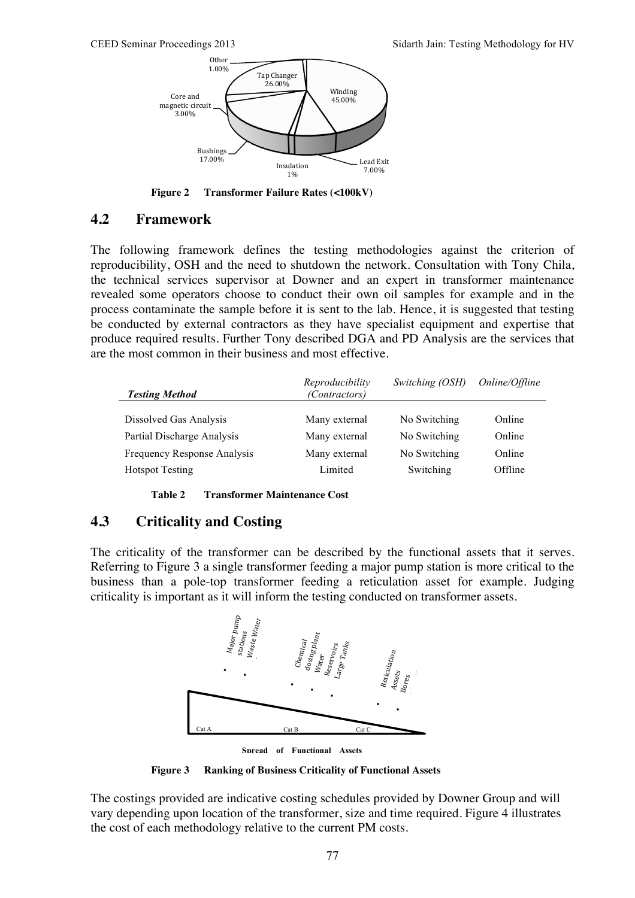**Figure 2 Transformer Failure Rates (<100kV)**

## 4.2 Framework

The following framework defines the testing methodologies against the criterion of reproducibility, OSH and the need to shutdown the network. Consultation with Tony Chila, the technical services supervisor at Downer and an expert in transformer maintenance revealed some operators choose to conduct their own oil samples for example and in the process contaminate the sample before it is sent to the lab. Hence, it is suggested that testing be conducted by external contractors as they have specialist equipment and expertise that produce required results. Further Tony described DGA and PD Analysis are the services that are the most common in their business and most effective.

| *Testing Method* | *Reproducibility (Contractors)* | *Switching (OSH)* | *Online/Offline* |
|---|---|---|---|
| Dissolved Gas Analysis | Many external | No Switching | Online |
| Partial Discharge Analysis | Many external | No Switching | Online |
| Frequency Response Analysis | Many external | No Switching | Online |
| Hotspot Testing | Limited | Switching | Offline |

**Table 2 Transformer Maintenance Cost**

## 4.3 Criticality and Costing

The criticality of the transformer can be described by the functional assets that it serves. Referring to Figure 3 a single transformer feeding a major pump station is more critical to the business than a pole-top transformer feeding a reticulation asset for example. Judging criticality is important as it will inform the testing conducted on transformer assets.

**Figure 3 Ranking of Business Criticality of Functional Assets**

The costings provided are indicative costing schedules provided by Downer Group and will vary depending upon location of the transformer, size and time required. Figure 4 illustrates the cost of each methodology relative to the current PM costs.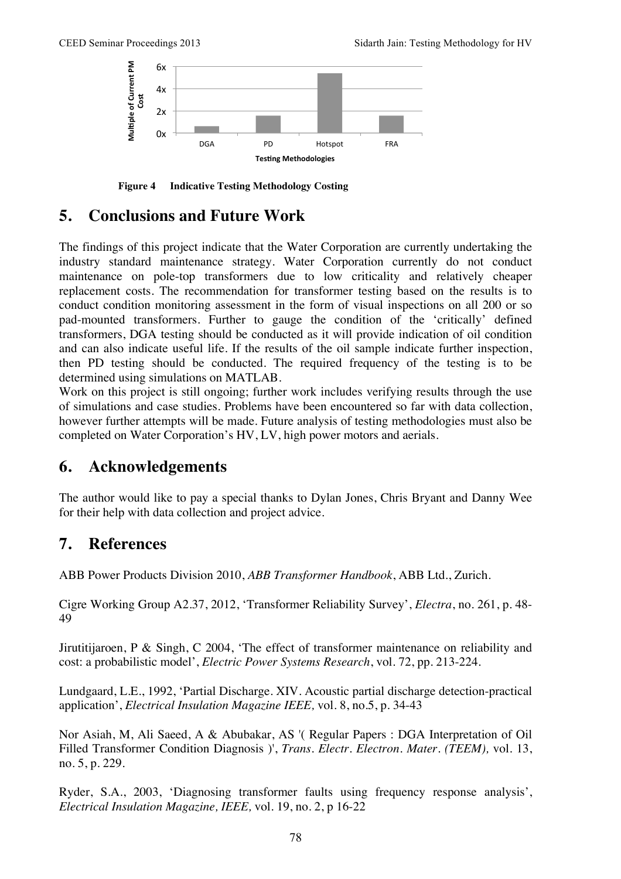Multiple of Current PM Cost

6x

4x

2x

0x

DGA

PD

Hotspot

FRA

Testing Methodologies

**Figure 4 Indicative Testing Methodology Costing**

# 5. Conclusions and Future Work

The findings of this project indicate that the Water Corporation are currently undertaking the industry standard maintenance strategy. Water Corporation currently do not conduct maintenance on pole-top transformers due to low criticality and relatively cheaper replacement costs. The recommendation for transformer testing based on the results is to conduct condition monitoring assessment in the form of visual inspections on all 200 or so pad-mounted transformers. Further to gauge the condition of the 'critically' defined transformers, DGA testing should be conducted as it will provide indication of oil condition and can also indicate useful life. If the results of the oil sample indicate further inspection, then PD testing should be conducted. The required frequency of the testing is to be determined using simulations on MATLAB.

Work on this project is still ongoing; further work includes verifying results through the use of simulations and case studies. Problems have been encountered so far with data collection, however further attempts will be made. Future analysis of testing methodologies must also be completed on Water Corporation's HV, LV, high power motors and aerials.

# 6. Acknowledgements

The author would like to pay a special thanks to Dylan Jones, Chris Bryant and Danny Wee for their help with data collection and project advice.

# 7. References

ABB Power Products Division 2010, *ABB Transformer Handbook*, ABB Ltd., Zurich.

Cigre Working Group A2.37, 2012, 'Transformer Reliability Survey', *Electra*, no. 261, p. 48-49

Jirutitijaroen, P & Singh, C 2004, 'The effect of transformer maintenance on reliability and cost: a probabilistic model', *Electric Power Systems Research*, vol. 72, pp. 213-224.

Lundgaard, L.E., 1992, 'Partial Discharge. XIV. Acoustic partial discharge detection-practical application', *Electrical Insulation Magazine IEEE,* vol. 8, no.5, p. 34-43

Nor Asiah, M, Ali Saeed, A & Abubakar, AS '( Regular Papers : DGA Interpretation of Oil Filled Transformer Condition Diagnosis )', *Trans. Electr. Electron. Mater. (TEEM),* vol. 13, no. 5, p. 229.

Ryder, S.A., 2003, 'Diagnosing transformer faults using frequency response analysis', *Electrical Insulation Magazine, IEEE,* vol. 19, no. 2, p 16-22